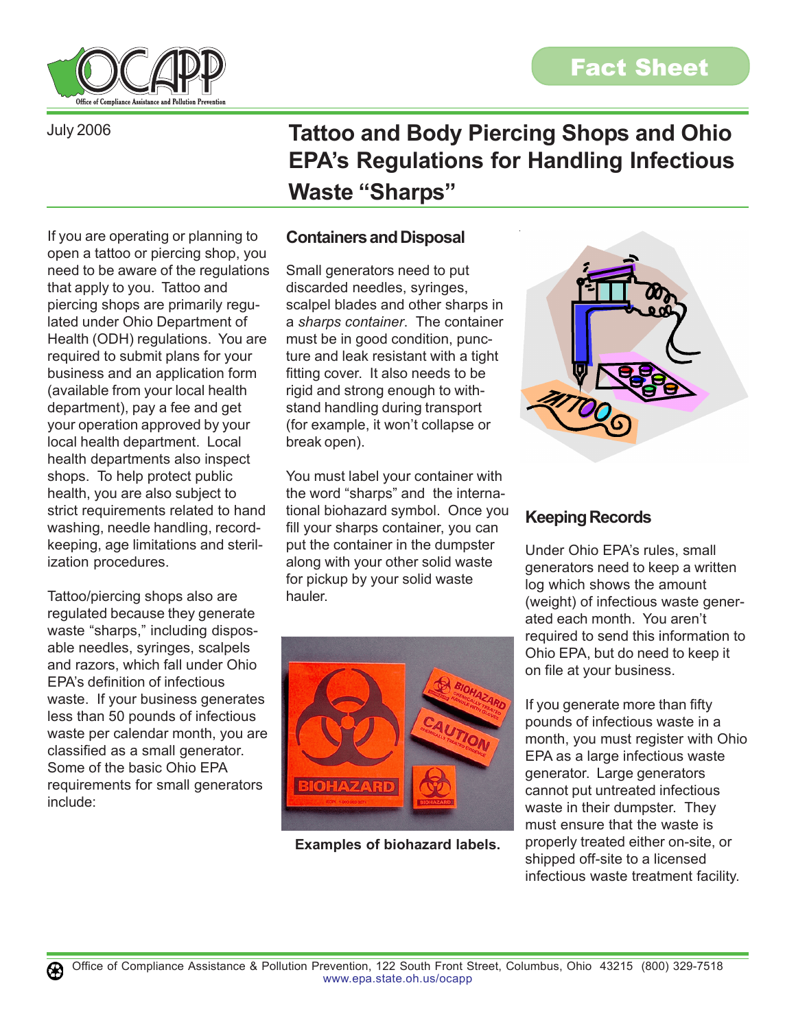Fact Sheet

July 2006

# Tattoo and Body Piercing Shops and Ohio EPA's Regulations for Handling Infectious Waste "Sharps"

If you are operating or planning to open a tattoo or piercing shop, you need to be aware of the regulations that apply to you. Tattoo and piercing shops are primarily regulated under Ohio Department of Health (ODH) regulations. You are required to submit plans for your business and an application form (available from your local health department), pay a fee and get your operation approved by your local health department. Local health departments also inspect shops. To help protect public health, you are also subject to strict requirements related to hand washing, needle handling, record-keeping, age limitations and sterilization procedures.

Tattoo/piercing shops also are regulated because they generate waste "sharps," including disposable needles, syringes, scalpels and razors, which fall under Ohio EPA's definition of infectious waste. If your business generates less than 50 pounds of infectious waste per calendar month, you are classified as a small generator. Some of the basic Ohio EPA requirements for small generators include:

## Containers and Disposal

Small generators need to put discarded needles, syringes, scalpel blades and other sharps in a *sharps container*. The container must be in good condition, puncture and leak resistant with a tight fitting cover. It also needs to be rigid and strong enough to withstand handling during transport (for example, it won't collapse or break open).

You must label your container with the word "sharps" and the international biohazard symbol. Once you fill your sharps container, you can put the container in the dumpster along with your other solid waste for pickup by your solid waste hauler.

**Examples of biohazard labels.**

## Keeping Records

Under Ohio EPA's rules, small generators need to keep a written log which shows the amount (weight) of infectious waste generated each month. You aren't required to send this information to Ohio EPA, but do need to keep it on file at your business.

If you generate more than fifty pounds of infectious waste in a month, you must register with Ohio EPA as a large infectious waste generator. Large generators cannot put untreated infectious waste in their dumpster. They must ensure that the waste is properly treated either on-site, or shipped off-site to a licensed infectious waste treatment facility.

Office of Compliance Assistance & Pollution Prevention, 122 South Front Street, Columbus, Ohio 43215 (800) 329-7518
www.epa.state.oh.us/ocapp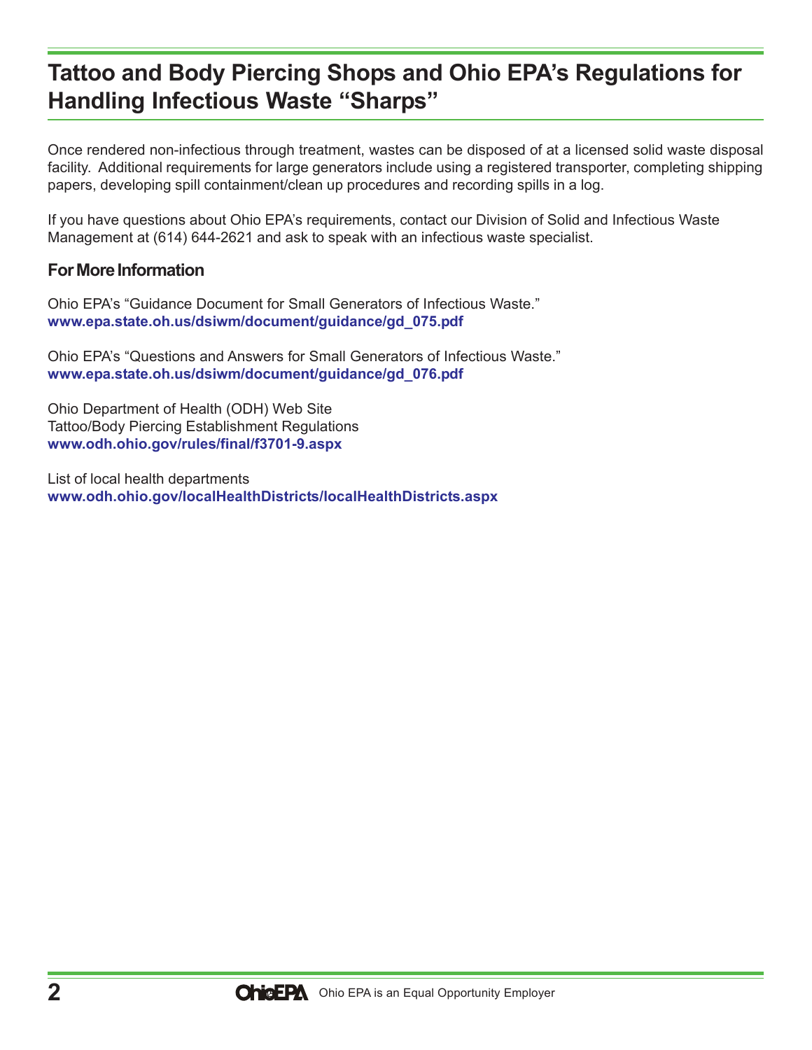# Tattoo and Body Piercing Shops and Ohio EPA's Regulations for Handling Infectious Waste "Sharps"

Once rendered non-infectious through treatment, wastes can be disposed of at a licensed solid waste disposal facility. Additional requirements for large generators include using a registered transporter, completing shipping papers, developing spill containment/clean up procedures and recording spills in a log.

If you have questions about Ohio EPA's requirements, contact our Division of Solid and Infectious Waste Management at (614) 644-2621 and ask to speak with an infectious waste specialist.

## For More Information

Ohio EPA's "Guidance Document for Small Generators of Infectious Waste."
**www.epa.state.oh.us/dsiwm/document/guidance/gd_075.pdf**

Ohio EPA's "Questions and Answers for Small Generators of Infectious Waste."
**www.epa.state.oh.us/dsiwm/document/guidance/gd_076.pdf**

Ohio Department of Health (ODH) Web Site
Tattoo/Body Piercing Establishment Regulations
**www.odh.ohio.gov/rules/final/f3701-9.aspx**

List of local health departments
**www.odh.ohio.gov/localHealthDistricts/localHealthDistricts.aspx**

Ohio EPA is an Equal Opportunity Employer